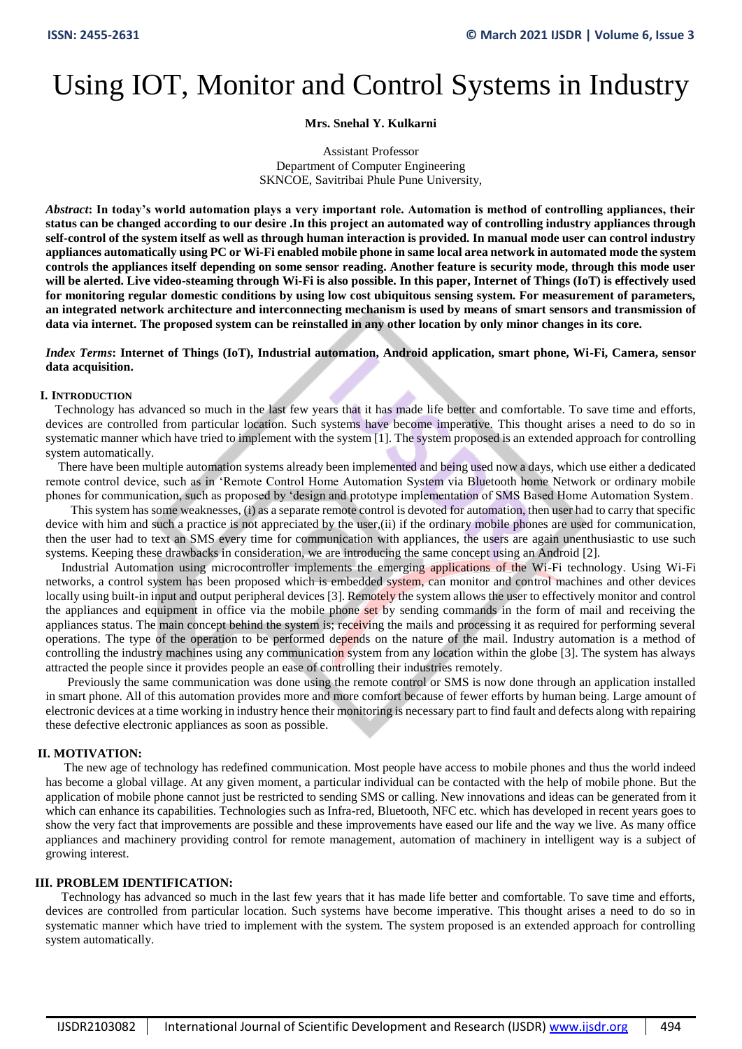# Using IOT, Monitor and Control Systems in Industry

**Mrs. Snehal Y. Kulkarni**

Assistant Professor
Department of Computer Engineering
SKNCOE, Savitribai Phule Pune University,

***Abstract*: In today's world automation plays a very important role. Automation is method of controlling appliances, their status can be changed according to our desire .In this project an automated way of controlling industry appliances through self-control of the system itself as well as through human interaction is provided. In manual mode user can control industry appliances automatically using PC or Wi-Fi enabled mobile phone in same local area network in automated mode the system controls the appliances itself depending on some sensor reading. Another feature is security mode, through this mode user will be alerted. Live video-steaming through Wi-Fi is also possible. In this paper, Internet of Things (IoT) is effectively used for monitoring regular domestic conditions by using low cost ubiquitous sensing system. For measurement of parameters, an integrated network architecture and interconnecting mechanism is used by means of smart sensors and transmission of data via internet. The proposed system can be reinstalled in any other location by only minor changes in its core.**

***Index Terms*: Internet of Things (IoT), Industrial automation, Android application, smart phone, Wi-Fi, Camera, sensor data acquisition.**

## I. INTRODUCTION

Technology has advanced so much in the last few years that it has made life better and comfortable. To save time and efforts, devices are controlled from particular location. Such systems have become imperative. This thought arises a need to do so in systematic manner which have tried to implement with the system [1]. The system proposed is an extended approach for controlling system automatically.

There have been multiple automation systems already been implemented and being used now a days, which use either a dedicated remote control device, such as in 'Remote Control Home Automation System via Bluetooth home Network or ordinary mobile phones for communication, such as proposed by 'design and prototype implementation of SMS Based Home Automation System.

This system has some weaknesses, (i) as a separate remote control is devoted for automation, then user had to carry that specific device with him and such a practice is not appreciated by the user,(ii) if the ordinary mobile phones are used for communication, then the user had to text an SMS every time for communication with appliances, the users are again unenthusiastic to use such systems. Keeping these drawbacks in consideration, we are introducing the same concept using an Android [2].

Industrial Automation using microcontroller implements the emerging applications of the Wi-Fi technology. Using Wi-Fi networks, a control system has been proposed which is embedded system, can monitor and control machines and other devices locally using built-in input and output peripheral devices [3]. Remotely the system allows the user to effectively monitor and control the appliances and equipment in office via the mobile phone set by sending commands in the form of mail and receiving the appliances status. The main concept behind the system is; receiving the mails and processing it as required for performing several operations. The type of the operation to be performed depends on the nature of the mail. Industry automation is a method of controlling the industry machines using any communication system from any location within the globe [3]. The system has always attracted the people since it provides people an ease of controlling their industries remotely.

Previously the same communication was done using the remote control or SMS is now done through an application installed in smart phone. All of this automation provides more and more comfort because of fewer efforts by human being. Large amount of electronic devices at a time working in industry hence their monitoring is necessary part to find fault and defects along with repairing these defective electronic appliances as soon as possible.

## II. MOTIVATION:

The new age of technology has redefined communication. Most people have access to mobile phones and thus the world indeed has become a global village. At any given moment, a particular individual can be contacted with the help of mobile phone. But the application of mobile phone cannot just be restricted to sending SMS or calling. New innovations and ideas can be generated from it which can enhance its capabilities. Technologies such as Infra-red, Bluetooth, NFC etc. which has developed in recent years goes to show the very fact that improvements are possible and these improvements have eased our life and the way we live. As many office appliances and machinery providing control for remote management, automation of machinery in intelligent way is a subject of growing interest.

## III. PROBLEM IDENTIFICATION:

Technology has advanced so much in the last few years that it has made life better and comfortable. To save time and efforts, devices are controlled from particular location. Such systems have become imperative. This thought arises a need to do so in systematic manner which have tried to implement with the system. The system proposed is an extended approach for controlling system automatically.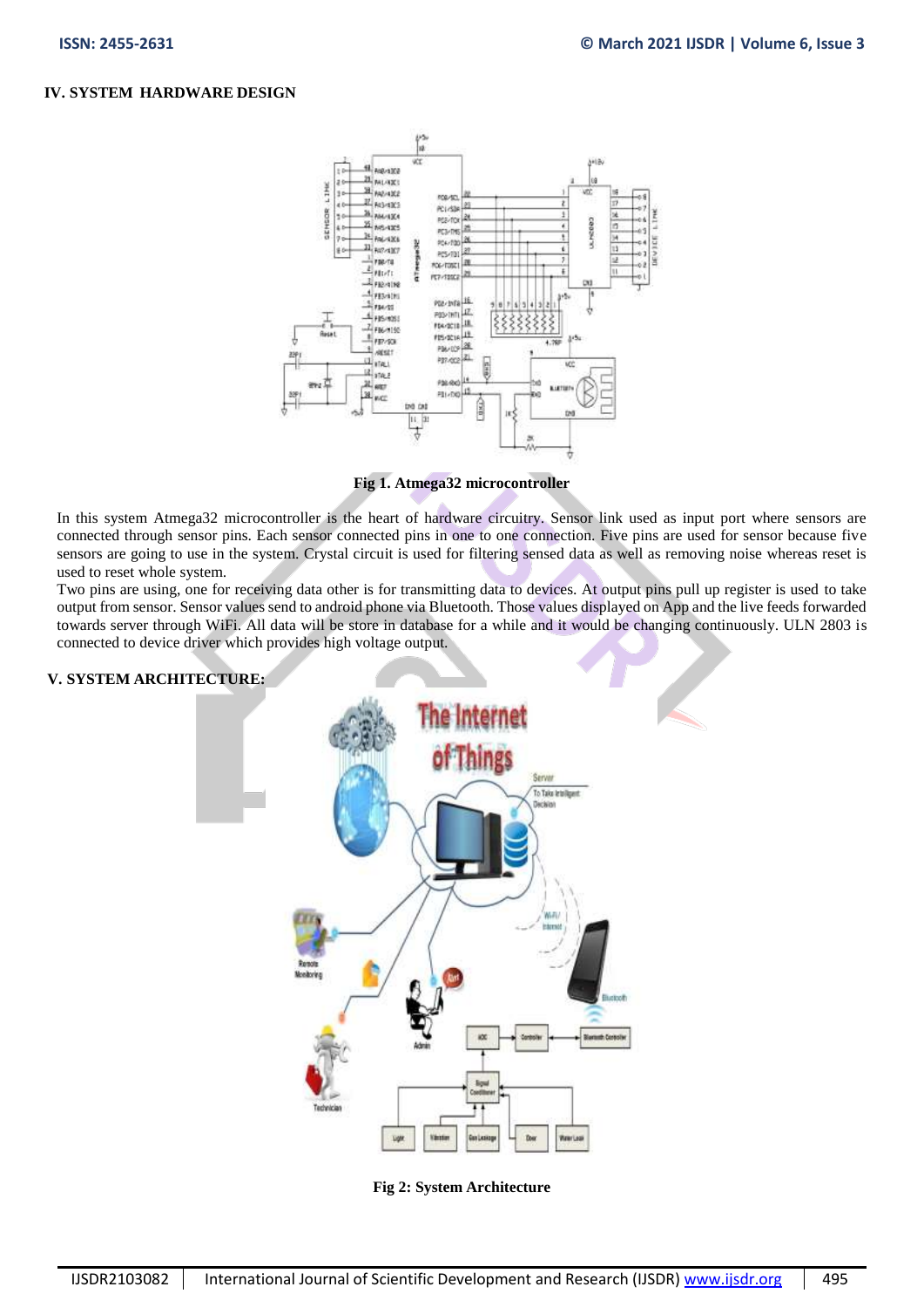## IV. SYSTEM HARDWARE DESIGN

Fig 1. Atmega32 microcontroller

In this system Atmega32 microcontroller is the heart of hardware circuitry. Sensor link used as input port where sensors are connected through sensor pins. Each sensor connected pins in one to one connection. Five pins are used for sensor because five sensors are going to use in the system. Crystal circuit is used for filtering sensed data as well as removing noise whereas reset is used to reset whole system.

Two pins are using, one for receiving data other is for transmitting data to devices. At output pins pull up register is used to take output from sensor. Sensor values send to android phone via Bluetooth. Those values displayed on App and the live feeds forwarded towards server through WiFi. All data will be store in database for a while and it would be changing continuously. ULN 2803 is connected to device driver which provides high voltage output.

## V. SYSTEM ARCHITECTURE:

Fig 2: System Architecture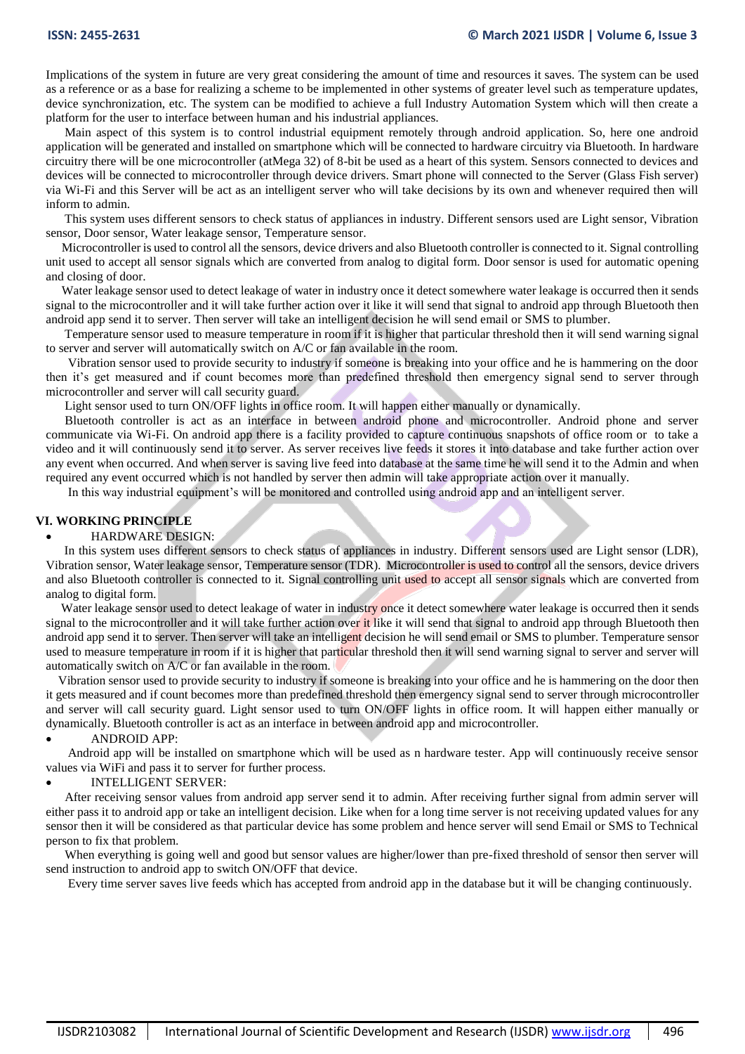Implications of the system in future are very great considering the amount of time and resources it saves. The system can be used as a reference or as a base for realizing a scheme to be implemented in other systems of greater level such as temperature updates, device synchronization, etc. The system can be modified to achieve a full Industry Automation System which will then create a platform for the user to interface between human and his industrial appliances.

Main aspect of this system is to control industrial equipment remotely through android application. So, here one android application will be generated and installed on smartphone which will be connected to hardware circuitry via Bluetooth. In hardware circuitry there will be one microcontroller (atMega 32) of 8-bit be used as a heart of this system. Sensors connected to devices and devices will be connected to microcontroller through device drivers. Smart phone will connected to the Server (Glass Fish server) via Wi-Fi and this Server will be act as an intelligent server who will take decisions by its own and whenever required then will inform to admin.

This system uses different sensors to check status of appliances in industry. Different sensors used are Light sensor, Vibration sensor, Door sensor, Water leakage sensor, Temperature sensor.

Microcontroller is used to control all the sensors, device drivers and also Bluetooth controller is connected to it. Signal controlling unit used to accept all sensor signals which are converted from analog to digital form. Door sensor is used for automatic opening and closing of door.

Water leakage sensor used to detect leakage of water in industry once it detect somewhere water leakage is occurred then it sends signal to the microcontroller and it will take further action over it like it will send that signal to android app through Bluetooth then android app send it to server. Then server will take an intelligent decision he will send email or SMS to plumber.

Temperature sensor used to measure temperature in room if it is higher that particular threshold then it will send warning signal to server and server will automatically switch on A/C or fan available in the room.

Vibration sensor used to provide security to industry if someone is breaking into your office and he is hammering on the door then it's get measured and if count becomes more than predefined threshold then emergency signal send to server through microcontroller and server will call security guard.

Light sensor used to turn ON/OFF lights in office room. It will happen either manually or dynamically.

Bluetooth controller is act as an interface in between android phone and microcontroller. Android phone and server communicate via Wi-Fi. On android app there is a facility provided to capture continuous snapshots of office room or to take a video and it will continuously send it to server. As server receives live feeds it stores it into database and take further action over any event when occurred. And when server is saving live feed into database at the same time he will send it to the Admin and when required any event occurred which is not handled by server then admin will take appropriate action over it manually.

In this way industrial equipment's will be monitored and controlled using android app and an intelligent server.

## VI. WORKING PRINCIPLE

- HARDWARE DESIGN:

In this system uses different sensors to check status of appliances in industry. Different sensors used are Light sensor (LDR), Vibration sensor, Water leakage sensor, Temperature sensor (TDR). Microcontroller is used to control all the sensors, device drivers and also Bluetooth controller is connected to it. Signal controlling unit used to accept all sensor signals which are converted from analog to digital form.

Water leakage sensor used to detect leakage of water in industry once it detect somewhere water leakage is occurred then it sends signal to the microcontroller and it will take further action over it like it will send that signal to android app through Bluetooth then android app send it to server. Then server will take an intelligent decision he will send email or SMS to plumber. Temperature sensor used to measure temperature in room if it is higher that particular threshold then it will send warning signal to server and server will automatically switch on A/C or fan available in the room.

Vibration sensor used to provide security to industry if someone is breaking into your office and he is hammering on the door then it gets measured and if count becomes more than predefined threshold then emergency signal send to server through microcontroller and server will call security guard. Light sensor used to turn ON/OFF lights in office room. It will happen either manually or dynamically. Bluetooth controller is act as an interface in between android app and microcontroller.

- ANDROID APP:

Android app will be installed on smartphone which will be used as n hardware tester. App will continuously receive sensor values via WiFi and pass it to server for further process.

- INTELLIGENT SERVER:

After receiving sensor values from android app server send it to admin. After receiving further signal from admin server will either pass it to android app or take an intelligent decision. Like when for a long time server is not receiving updated values for any sensor then it will be considered as that particular device has some problem and hence server will send Email or SMS to Technical person to fix that problem.

When everything is going well and good but sensor values are higher/lower than pre-fixed threshold of sensor then server will send instruction to android app to switch ON/OFF that device.

Every time server saves live feeds which has accepted from android app in the database but it will be changing continuously.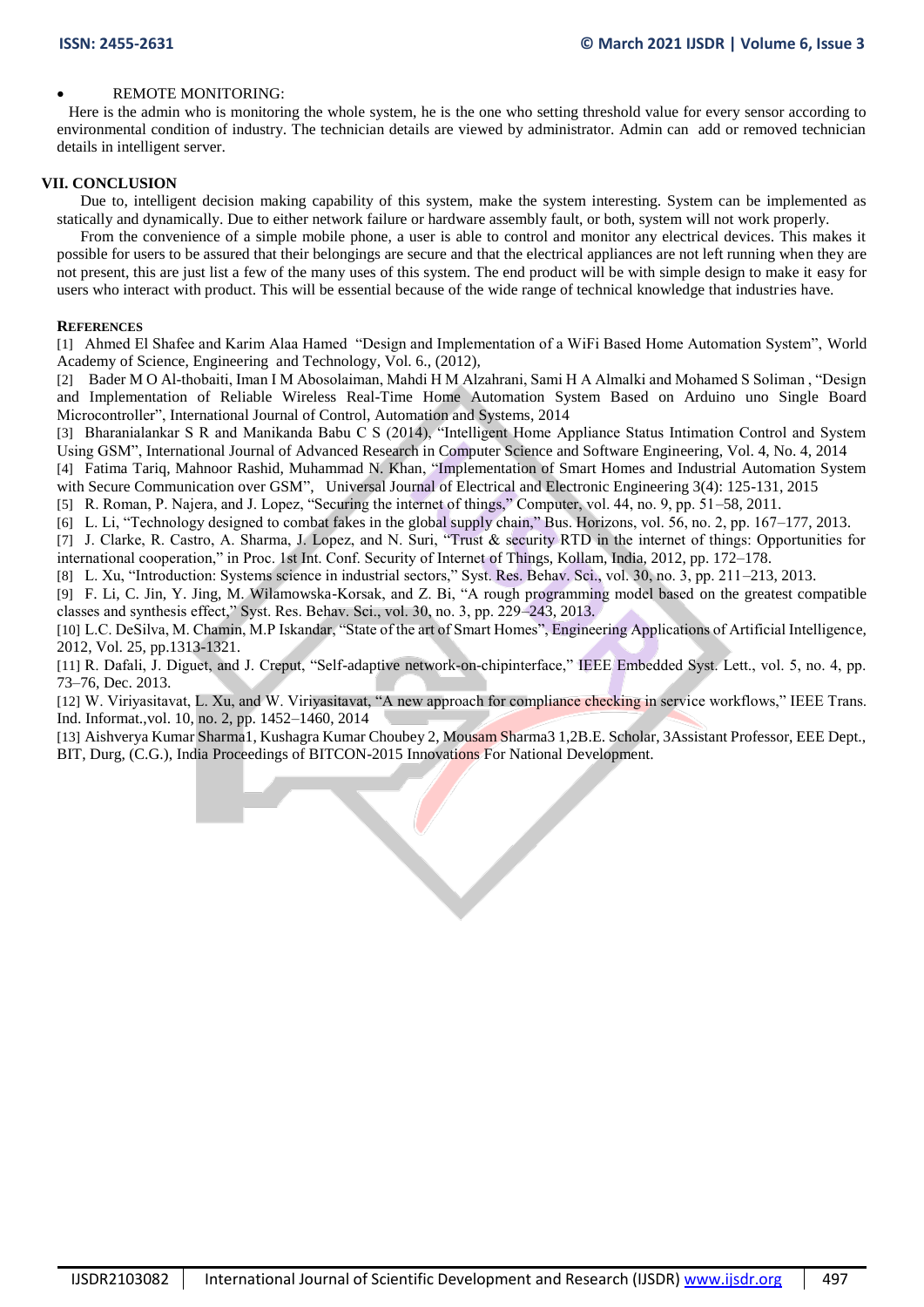- REMOTE MONITORING:

Here is the admin who is monitoring the whole system, he is the one who setting threshold value for every sensor according to environmental condition of industry. The technician details are viewed by administrator. Admin can add or removed technician details in intelligent server.

## VII. CONCLUSION

Due to, intelligent decision making capability of this system, make the system interesting. System can be implemented as statically and dynamically. Due to either network failure or hardware assembly fault, or both, system will not work properly.

From the convenience of a simple mobile phone, a user is able to control and monitor any electrical devices. This makes it possible for users to be assured that their belongings are secure and that the electrical appliances are not left running when they are not present, this are just list a few of the many uses of this system. The end product will be with simple design to make it easy for users who interact with product. This will be essential because of the wide range of technical knowledge that industries have.

## REFERENCES

[1] Ahmed El Shafee and Karim Alaa Hamed "Design and Implementation of a WiFi Based Home Automation System", World Academy of Science, Engineering and Technology, Vol. 6., (2012),

[2] Bader M O Al-thobaiti, Iman I M Abosolaiman, Mahdi H M Alzahrani, Sami H A Almalki and Mohamed S Soliman , "Design and Implementation of Reliable Wireless Real-Time Home Automation System Based on Arduino uno Single Board Microcontroller", International Journal of Control, Automation and Systems, 2014

[3] Bharanialankar S R and Manikanda Babu C S (2014), "Intelligent Home Appliance Status Intimation Control and System Using GSM", International Journal of Advanced Research in Computer Science and Software Engineering, Vol. 4, No. 4, 2014

[4] Fatima Tariq, Mahnoor Rashid, Muhammad N. Khan, "Implementation of Smart Homes and Industrial Automation System with Secure Communication over GSM", Universal Journal of Electrical and Electronic Engineering 3(4): 125-131, 2015

[5] R. Roman, P. Najera, and J. Lopez, "Securing the internet of things," Computer, vol. 44, no. 9, pp. 51–58, 2011.

[6] L. Li, "Technology designed to combat fakes in the global supply chain," Bus. Horizons, vol. 56, no. 2, pp. 167–177, 2013.

[7] J. Clarke, R. Castro, A. Sharma, J. Lopez, and N. Suri, "Trust & security RTD in the internet of things: Opportunities for international cooperation," in Proc. 1st Int. Conf. Security of Internet of Things, Kollam, India, 2012, pp. 172–178.

[8] L. Xu, "Introduction: Systems science in industrial sectors," Syst. Res. Behav. Sci., vol. 30, no. 3, pp. 211–213, 2013.

[9] F. Li, C. Jin, Y. Jing, M. Wilamowska-Korsak, and Z. Bi, "A rough programming model based on the greatest compatible classes and synthesis effect," Syst. Res. Behav. Sci., vol. 30, no. 3, pp. 229–243, 2013.

[10] L.C. DeSilva, M. Chamin, M.P Iskandar, "State of the art of Smart Homes", Engineering Applications of Artificial Intelligence, 2012, Vol. 25, pp.1313-1321.

[11] R. Dafali, J. Diguet, and J. Creput, "Self-adaptive network-on-chipinterface," IEEE Embedded Syst. Lett., vol. 5, no. 4, pp. 73–76, Dec. 2013.

[12] W. Viriyasitavat, L. Xu, and W. Viriyasitavat, "A new approach for compliance checking in service workflows," IEEE Trans. Ind. Informat.,vol. 10, no. 2, pp. 1452–1460, 2014

[13] Aishverya Kumar Sharma1, Kushagra Kumar Choubey 2, Mousam Sharma3 1,2B.E. Scholar, 3Assistant Professor, EEE Dept., BIT, Durg, (C.G.), India Proceedings of BITCON-2015 Innovations For National Development.